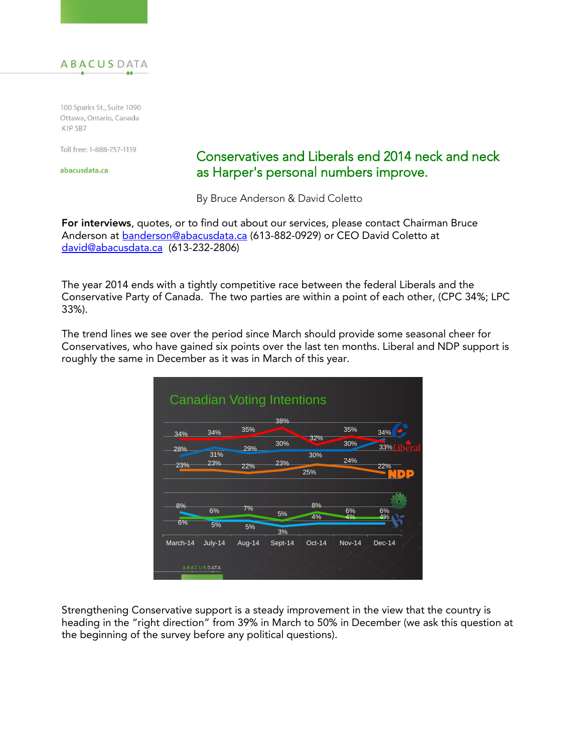ABACUS DATA

100 Sparks St., Suite 1090
Ottawa, Ontario, Canada
K1P 5B7

Toll free: 1-888-757-1119

abacusdata.ca

# Conservatives and Liberals end 2014 neck and neck as Harper's personal numbers improve.

By Bruce Anderson & David Coletto

**For interviews**, quotes, or to find out about our services, please contact Chairman Bruce Anderson at banderson@abacusdata.ca (613-882-0929) or CEO David Coletto at david@abacusdata.ca (613-232-2806)

The year 2014 ends with a tightly competitive race between the federal Liberals and the Conservative Party of Canada. The two parties are within a point of each other, (CPC 34%; LPC 33%).

The trend lines we see over the period since March should provide some seasonal cheer for Conservatives, who have gained six points over the last ten months. Liberal and NDP support is roughly the same in December as it was in March of this year.

Canadian Voting Intentions

| | March-14 | July-14 | Aug-14 | Sept-14 | Oct-14 | Nov-14 | Dec-14 |
|---|---|---|---|---|---|---|---|
| Liberal | 34% | 34% | 35% | 38% | 32% | 35% | 33% |
| Conservative | 28% | 31% | 29% | 30% | 30% | 30% | 34% |
| NDP | 23% | 23% | 22% | 23% | 25% | 24% | 22% |
| Green | 6% | 6% | 7% | 5% | 8% | 6% | 6% |
| Bloc Québécois | 8% | 5% | 5% | 3% | 4% | 4% | 4% |

Strengthening Conservative support is a steady improvement in the view that the country is heading in the "right direction" from 39% in March to 50% in December (we ask this question at the beginning of the survey before any political questions).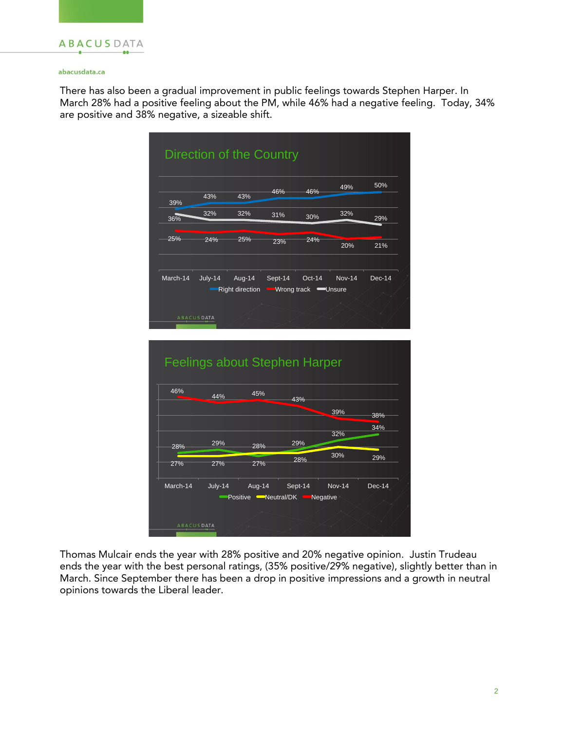There has also been a gradual improvement in public feelings towards Stephen Harper. In March 28% had a positive feeling about the PM, while 46% had a negative feeling. Today, 34% are positive and 38% negative, a sizeable shift.

**Direction of the Country**

| | March-14 | July-14 | Aug-14 | Sept-14 | Oct-14 | Nov-14 | Dec-14 |
|---|---|---|---|---|---|---|---|
| Right direction | 39% | 43% | 43% | 46% | 46% | 49% | 50% |
| Wrong track | 25% | 24% | 25% | 23% | 24% | 20% | 21% |
| Unsure | 36% | 32% | 32% | 31% | 30% | 32% | 29% |

**Feelings about Stephen Harper**

| | March-14 | July-14 | Aug-14 | Sept-14 | Nov-14 | Dec-14 |
|---|---|---|---|---|---|---|
| Positive | 28% | 29% | 27% | 29% | 32% | 34% |
| Neutral/DK | 27% | 27% | 28% | 28% | 30% | 29% |
| Negative | 46% | 44% | 45% | 43% | 39% | 38% |

Thomas Mulcair ends the year with 28% positive and 20% negative opinion. Justin Trudeau ends the year with the best personal ratings, (35% positive/29% negative), slightly better than in March. Since September there has been a drop in positive impressions and a growth in neutral opinions towards the Liberal leader.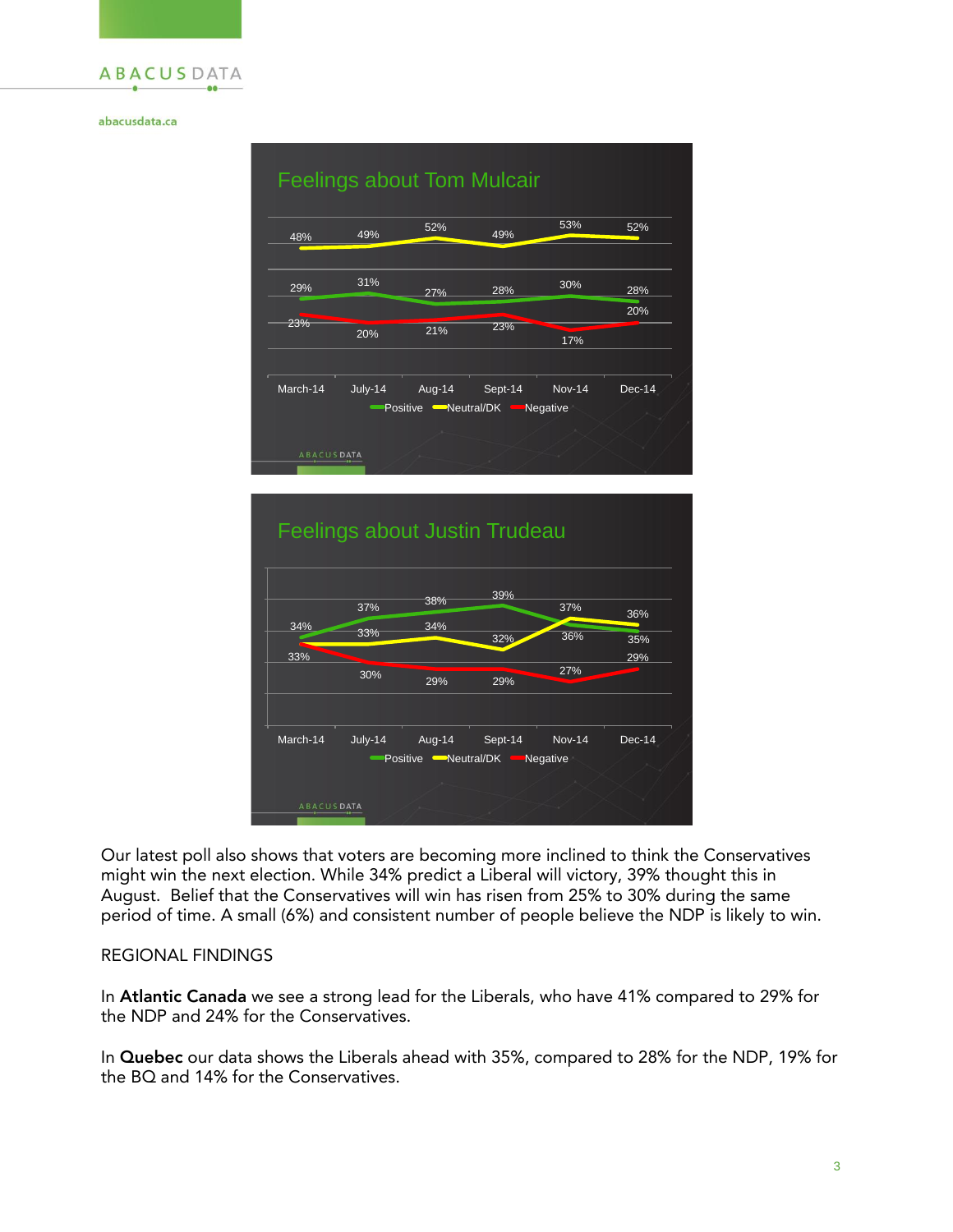## Feelings about Tom Mulcair

| | March-14 | July-14 | Aug-14 | Sept-14 | Nov-14 | Dec-14 |
|---|---|---|---|---|---|---|
| Positive | 29% | 31% | 27% | 28% | 30% | 28% |
| Neutral/DK | 48% | 49% | 52% | 49% | 53% | 52% |
| Negative | 23% | 20% | 21% | 23% | 17% | 20% |

## Feelings about Justin Trudeau

| | March-14 | July-14 | Aug-14 | Sept-14 | Nov-14 | Dec-14 |
|---|---|---|---|---|---|---|
| Positive | 34% | 37% | 38% | 39% | 36% | 35% |
| Neutral/DK | 33% | 33% | 34% | 32% | 37% | 36% |
| Negative | 33% | 30% | 29% | 29% | 27% | 29% |

Our latest poll also shows that voters are becoming more inclined to think the Conservatives might win the next election. While 34% predict a Liberal will victory, 39% thought this in August. Belief that the Conservatives will win has risen from 25% to 30% during the same period of time. A small (6%) and consistent number of people believe the NDP is likely to win.

REGIONAL FINDINGS

In **Atlantic Canada** we see a strong lead for the Liberals, who have 41% compared to 29% for the NDP and 24% for the Conservatives.

In **Quebec** our data shows the Liberals ahead with 35%, compared to 28% for the NDP, 19% for the BQ and 14% for the Conservatives.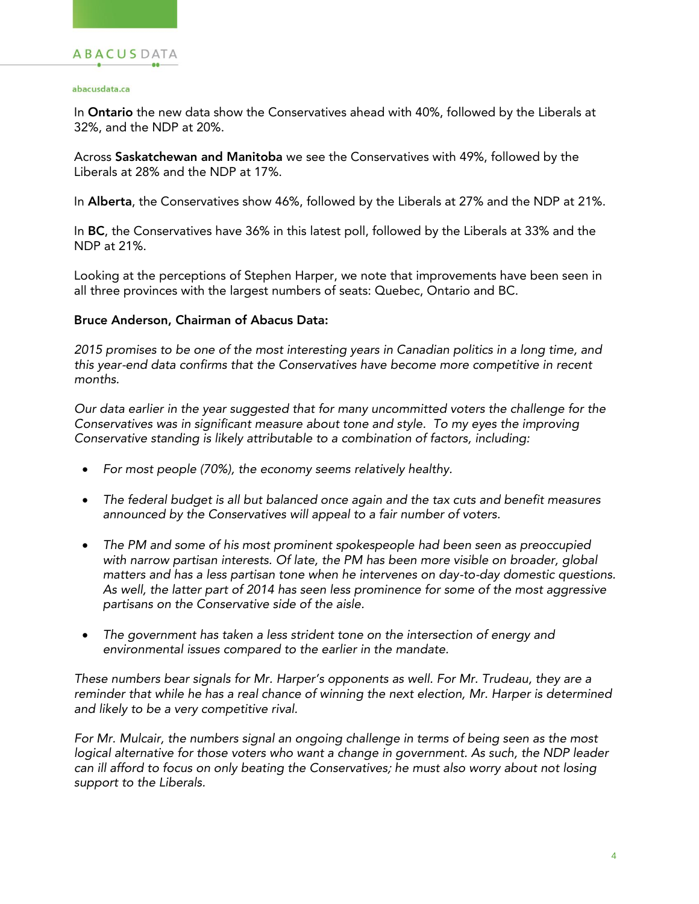In **Ontario** the new data show the Conservatives ahead with 40%, followed by the Liberals at 32%, and the NDP at 20%.

Across **Saskatchewan and Manitoba** we see the Conservatives with 49%, followed by the Liberals at 28% and the NDP at 17%.

In **Alberta**, the Conservatives show 46%, followed by the Liberals at 27% and the NDP at 21%.

In **BC**, the Conservatives have 36% in this latest poll, followed by the Liberals at 33% and the NDP at 21%.

Looking at the perceptions of Stephen Harper, we note that improvements have been seen in all three provinces with the largest numbers of seats: Quebec, Ontario and BC.

**Bruce Anderson, Chairman of Abacus Data:**

*2015 promises to be one of the most interesting years in Canadian politics in a long time, and this year-end data confirms that the Conservatives have become more competitive in recent months.*

*Our data earlier in the year suggested that for many uncommitted voters the challenge for the Conservatives was in significant measure about tone and style. To my eyes the improving Conservative standing is likely attributable to a combination of factors, including:*

- *For most people (70%), the economy seems relatively healthy.*
- *The federal budget is all but balanced once again and the tax cuts and benefit measures announced by the Conservatives will appeal to a fair number of voters.*
- *The PM and some of his most prominent spokespeople had been seen as preoccupied with narrow partisan interests. Of late, the PM has been more visible on broader, global matters and has a less partisan tone when he intervenes on day-to-day domestic questions. As well, the latter part of 2014 has seen less prominence for some of the most aggressive partisans on the Conservative side of the aisle.*
- *The government has taken a less strident tone on the intersection of energy and environmental issues compared to the earlier in the mandate.*

*These numbers bear signals for Mr. Harper's opponents as well. For Mr. Trudeau, they are a reminder that while he has a real chance of winning the next election, Mr. Harper is determined and likely to be a very competitive rival.*

*For Mr. Mulcair, the numbers signal an ongoing challenge in terms of being seen as the most logical alternative for those voters who want a change in government. As such, the NDP leader can ill afford to focus on only beating the Conservatives; he must also worry about not losing support to the Liberals.*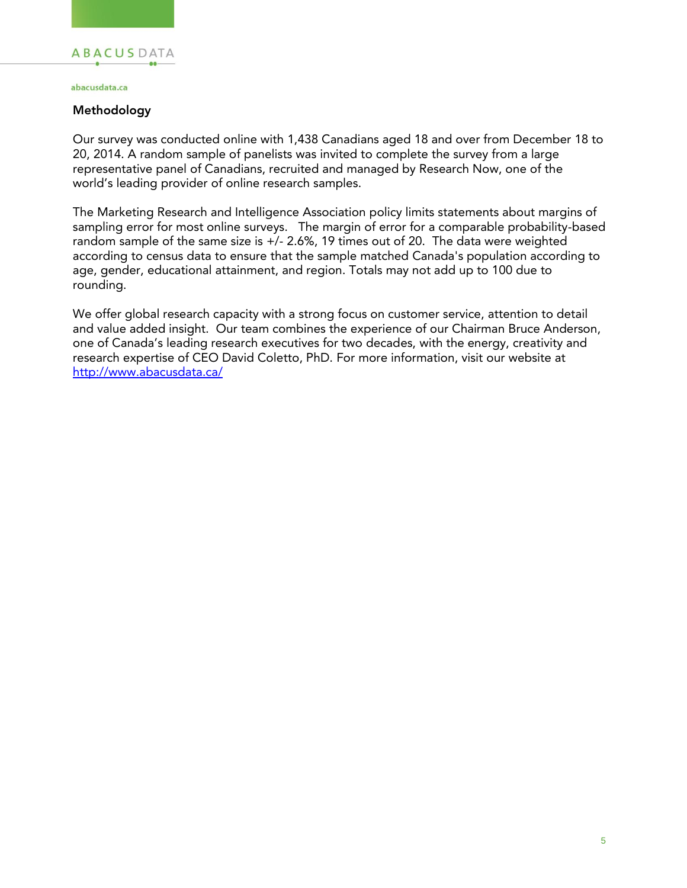## Methodology

Our survey was conducted online with 1,438 Canadians aged 18 and over from December 18 to 20, 2014. A random sample of panelists was invited to complete the survey from a large representative panel of Canadians, recruited and managed by Research Now, one of the world's leading provider of online research samples.

The Marketing Research and Intelligence Association policy limits statements about margins of sampling error for most online surveys. The margin of error for a comparable probability-based random sample of the same size is +/- 2.6%, 19 times out of 20. The data were weighted according to census data to ensure that the sample matched Canada's population according to age, gender, educational attainment, and region. Totals may not add up to 100 due to rounding.

We offer global research capacity with a strong focus on customer service, attention to detail and value added insight. Our team combines the experience of our Chairman Bruce Anderson, one of Canada's leading research executives for two decades, with the energy, creativity and research expertise of CEO David Coletto, PhD. For more information, visit our website at [http://www.abacusdata.ca/](http://www.abacusdata.ca/)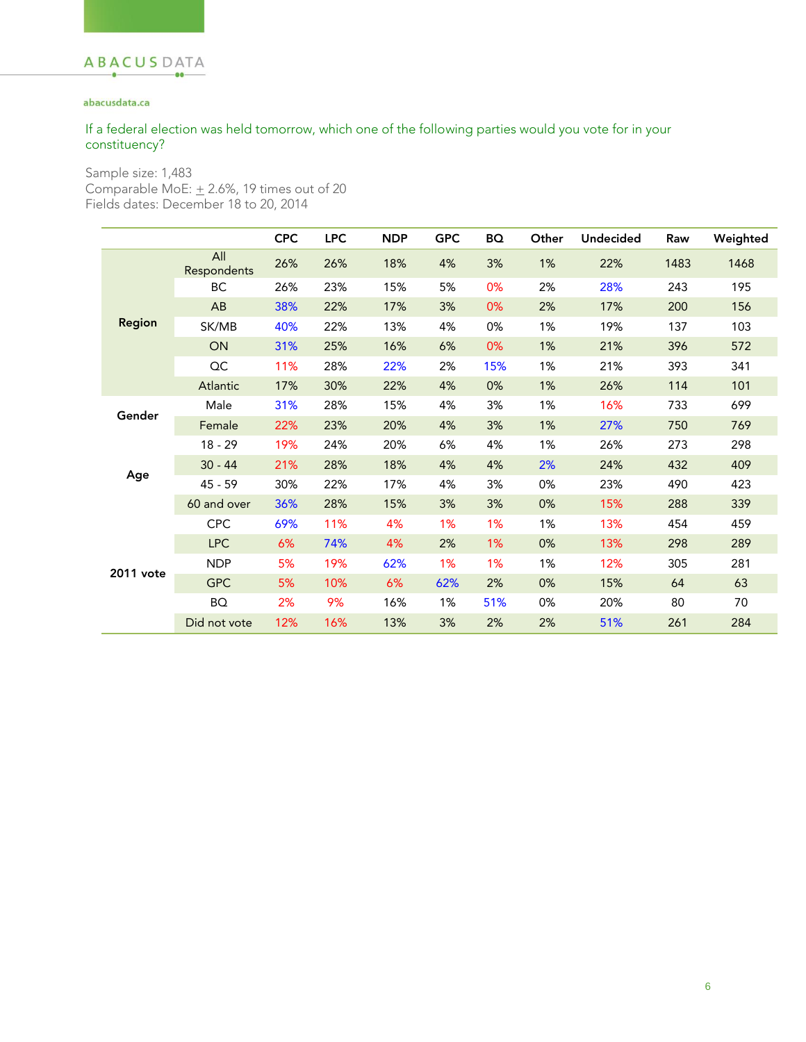abacusdata.ca

If a federal election was held tomorrow, which one of the following parties would you vote for in your constituency?

Sample size: 1,483
Comparable MoE: ± 2.6%, 19 times out of 20
Fields dates: December 18 to 20, 2014

| | | CPC | LPC | NDP | GPC | BQ | Other | Undecided | Raw | Weighted |
|---|---|---|---|---|---|---|---|---|---|---|
| | All Respondents | 26% | 26% | 18% | 4% | 3% | 1% | 22% | 1483 | 1468 |
| Region | BC | 26% | 23% | 15% | 5% | 0% | 2% | 28% | 243 | 195 |
| | AB | 38% | 22% | 17% | 3% | 0% | 2% | 17% | 200 | 156 |
| | SK/MB | 40% | 22% | 13% | 4% | 0% | 1% | 19% | 137 | 103 |
| | ON | 31% | 25% | 16% | 6% | 0% | 1% | 21% | 396 | 572 |
| | QC | 11% | 28% | 22% | 2% | 15% | 1% | 21% | 393 | 341 |
| | Atlantic | 17% | 30% | 22% | 4% | 0% | 1% | 26% | 114 | 101 |
| Gender | Male | 31% | 28% | 15% | 4% | 3% | 1% | 16% | 733 | 699 |
| | Female | 22% | 23% | 20% | 4% | 3% | 1% | 27% | 750 | 769 |
| Age | 18 - 29 | 19% | 24% | 20% | 6% | 4% | 1% | 26% | 273 | 298 |
| | 30 - 44 | 21% | 28% | 18% | 4% | 4% | 2% | 24% | 432 | 409 |
| | 45 - 59 | 30% | 22% | 17% | 4% | 3% | 0% | 23% | 490 | 423 |
| | 60 and over | 36% | 28% | 15% | 3% | 3% | 0% | 15% | 288 | 339 |
| 2011 vote | CPC | 69% | 11% | 4% | 1% | 1% | 1% | 13% | 454 | 459 |
| | LPC | 6% | 74% | 4% | 2% | 1% | 0% | 13% | 298 | 289 |
| | NDP | 5% | 19% | 62% | 1% | 1% | 1% | 12% | 305 | 281 |
| | GPC | 5% | 10% | 6% | 62% | 2% | 0% | 15% | 64 | 63 |
| | BQ | 2% | 9% | 16% | 1% | 51% | 0% | 20% | 80 | 70 |
| | Did not vote | 12% | 16% | 13% | 3% | 2% | 2% | 51% | 261 | 284 |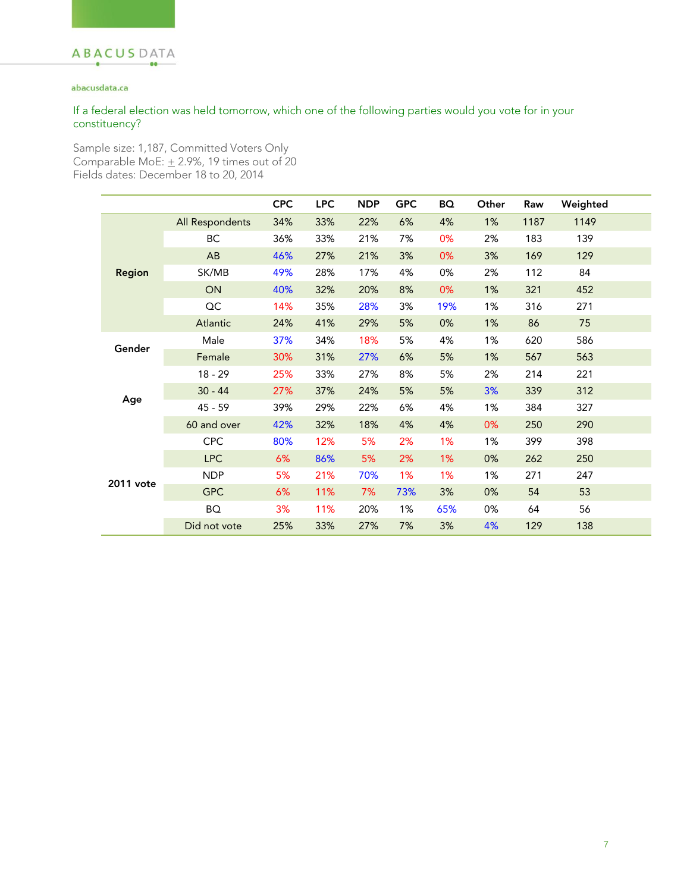abacusdata.ca

If a federal election was held tomorrow, which one of the following parties would you vote for in your constituency?

Sample size: 1,187, Committed Voters Only
Comparable MoE: ± 2.9%, 19 times out of 20
Fields dates: December 18 to 20, 2014

| | | CPC | LPC | NDP | GPC | BQ | Other | Raw | Weighted |
|---|---|---|---|---|---|---|---|---|---|
| Region | All Respondents | 34% | 33% | 22% | 6% | 4% | 1% | 1187 | 1149 |
| | BC | 36% | 33% | 21% | 7% | 0% | 2% | 183 | 139 |
| | AB | 46% | 27% | 21% | 3% | 0% | 3% | 169 | 129 |
| | SK/MB | 49% | 28% | 17% | 4% | 0% | 2% | 112 | 84 |
| | ON | 40% | 32% | 20% | 8% | 0% | 1% | 321 | 452 |
| | QC | 14% | 35% | 28% | 3% | 19% | 1% | 316 | 271 |
| | Atlantic | 24% | 41% | 29% | 5% | 0% | 1% | 86 | 75 |
| Gender | Male | 37% | 34% | 18% | 5% | 4% | 1% | 620 | 586 |
| | Female | 30% | 31% | 27% | 6% | 5% | 1% | 567 | 563 |
| Age | 18 - 29 | 25% | 33% | 27% | 8% | 5% | 2% | 214 | 221 |
| | 30 - 44 | 27% | 37% | 24% | 5% | 5% | 3% | 339 | 312 |
| | 45 - 59 | 39% | 29% | 22% | 6% | 4% | 1% | 384 | 327 |
| | 60 and over | 42% | 32% | 18% | 4% | 4% | 0% | 250 | 290 |
| 2011 vote | CPC | 80% | 12% | 5% | 2% | 1% | 1% | 399 | 398 |
| | LPC | 6% | 86% | 5% | 2% | 1% | 0% | 262 | 250 |
| | NDP | 5% | 21% | 70% | 1% | 1% | 1% | 271 | 247 |
| | GPC | 6% | 11% | 7% | 73% | 3% | 0% | 54 | 53 |
| | BQ | 3% | 11% | 20% | 1% | 65% | 0% | 64 | 56 |
| | Did not vote | 25% | 33% | 27% | 7% | 3% | 4% | 129 | 138 |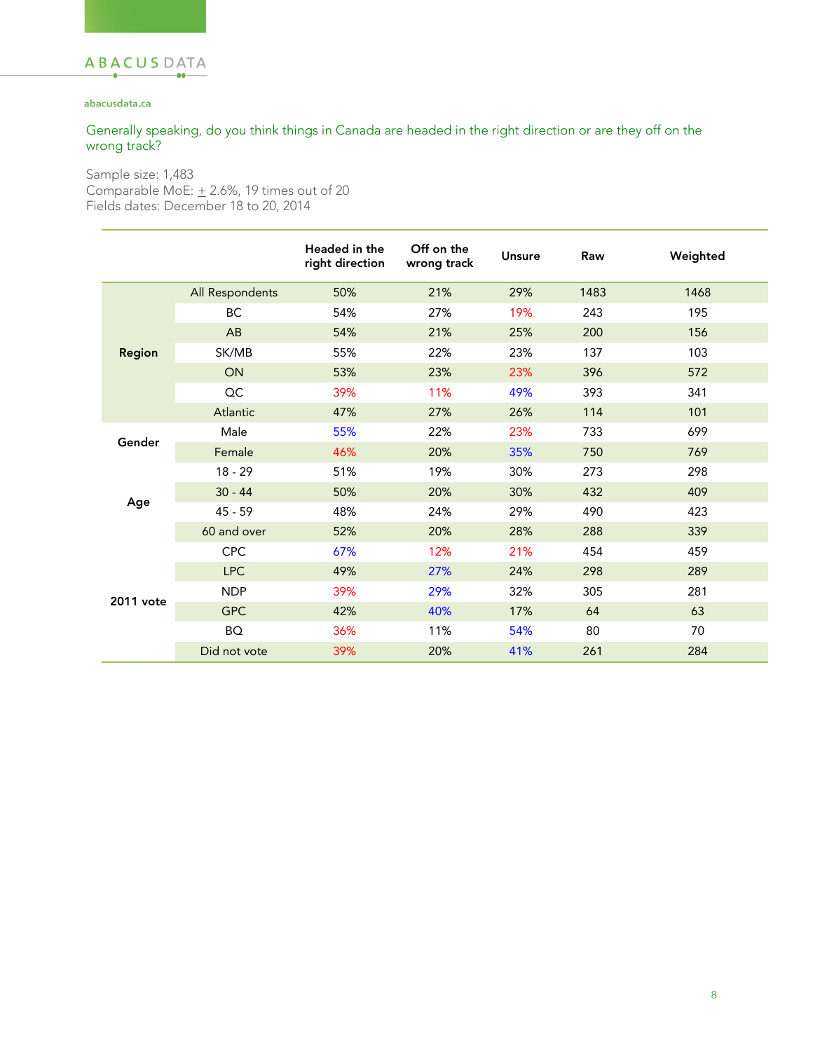abacusdata.ca

Generally speaking, do you think things in Canada are headed in the right direction or are they off on the wrong track?

Sample size: 1,483
Comparable MoE: + 2.6%, 19 times out of 20
Fields dates: December 18 to 20, 2014

| | | Headed in the right direction | Off on the wrong track | Unsure | Raw | Weighted |
|---|---|---|---|---|---|---|
| | All Respondents | 50% | 21% | 29% | 1483 | 1468 |
| Region | BC | 54% | 27% | 19% | 243 | 195 |
| | AB | 54% | 21% | 25% | 200 | 156 |
| | SK/MB | 55% | 22% | 23% | 137 | 103 |
| | ON | 53% | 23% | 23% | 396 | 572 |
| | QC | 39% | 11% | 49% | 393 | 341 |
| | Atlantic | 47% | 27% | 26% | 114 | 101 |
| Gender | Male | 55% | 22% | 23% | 733 | 699 |
| | Female | 46% | 20% | 35% | 750 | 769 |
| Age | 18 - 29 | 51% | 19% | 30% | 273 | 298 |
| | 30 - 44 | 50% | 20% | 30% | 432 | 409 |
| | 45 - 59 | 48% | 24% | 29% | 490 | 423 |
| | 60 and over | 52% | 20% | 28% | 288 | 339 |
| 2011 vote | CPC | 67% | 12% | 21% | 454 | 459 |
| | LPC | 49% | 27% | 24% | 298 | 289 |
| | NDP | 39% | 29% | 32% | 305 | 281 |
| | GPC | 42% | 40% | 17% | 64 | 63 |
| | BQ | 36% | 11% | 54% | 80 | 70 |
| | Did not vote | 39% | 20% | 41% | 261 | 284 |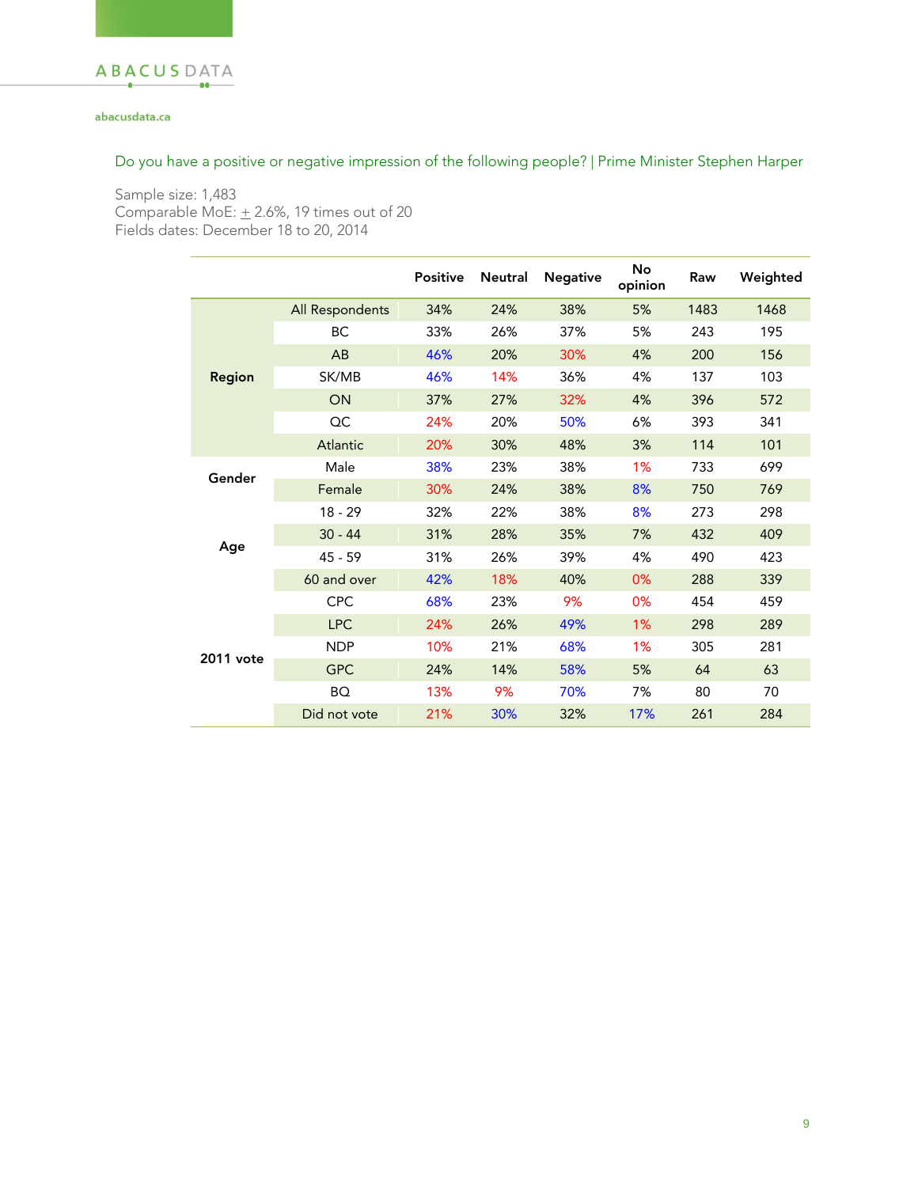ABACUS DATA

abacusdata.ca

Do you have a positive or negative impression of the following people? | Prime Minister Stephen Harper

Sample size: 1,483
Comparable MoE: ± 2.6%, 19 times out of 20
Fields dates: December 18 to 20, 2014

| | | Positive | Neutral | Negative | No opinion | Raw | Weighted |
|---|---|---|---|---|---|---|---|
| | All Respondents | 34% | 24% | 38% | 5% | 1483 | 1468 |
| **Region** | BC | 33% | 26% | 37% | 5% | 243 | 195 |
| | AB | 46% | 20% | 30% | 4% | 200 | 156 |
| | SK/MB | 46% | 14% | 36% | 4% | 137 | 103 |
| | ON | 37% | 27% | 32% | 4% | 396 | 572 |
| | QC | 24% | 20% | 50% | 6% | 393 | 341 |
| | Atlantic | 20% | 30% | 48% | 3% | 114 | 101 |
| **Gender** | Male | 38% | 23% | 38% | 1% | 733 | 699 |
| | Female | 30% | 24% | 38% | 8% | 750 | 769 |
| **Age** | 18 - 29 | 32% | 22% | 38% | 8% | 273 | 298 |
| | 30 - 44 | 31% | 28% | 35% | 7% | 432 | 409 |
| | 45 - 59 | 31% | 26% | 39% | 4% | 490 | 423 |
| | 60 and over | 42% | 18% | 40% | 0% | 288 | 339 |
| **2011 vote** | CPC | 68% | 23% | 9% | 0% | 454 | 459 |
| | LPC | 24% | 26% | 49% | 1% | 298 | 289 |
| | NDP | 10% | 21% | 68% | 1% | 305 | 281 |
| | GPC | 24% | 14% | 58% | 5% | 64 | 63 |
| | BQ | 13% | 9% | 70% | 7% | 80 | 70 |
| | Did not vote | 21% | 30% | 32% | 17% | 261 | 284 |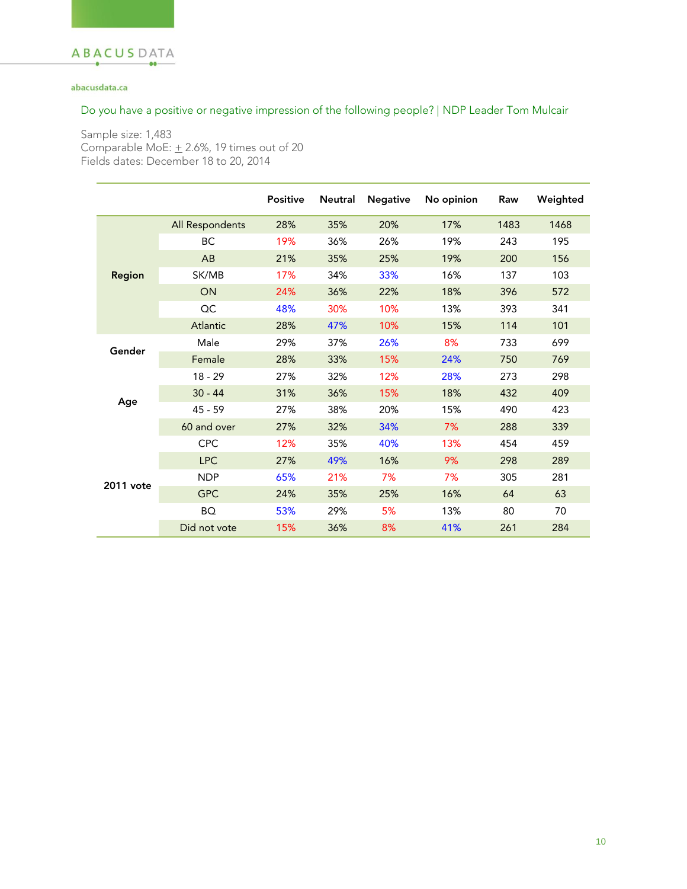abacusdata.ca

Do you have a positive or negative impression of the following people? | NDP Leader Tom Mulcair

Sample size: 1,483
Comparable MoE: ± 2.6%, 19 times out of 20
Fields dates: December 18 to 20, 2014

| | | Positive | Neutral | Negative | No opinion | Raw | Weighted |
|---|---|---|---|---|---|---|---|
| Region | All Respondents | 28% | 35% | 20% | 17% | 1483 | 1468 |
| | BC | 19% | 36% | 26% | 19% | 243 | 195 |
| | AB | 21% | 35% | 25% | 19% | 200 | 156 |
| | SK/MB | 17% | 34% | 33% | 16% | 137 | 103 |
| | ON | 24% | 36% | 22% | 18% | 396 | 572 |
| | QC | 48% | 30% | 10% | 13% | 393 | 341 |
| | Atlantic | 28% | 47% | 10% | 15% | 114 | 101 |
| Gender | Male | 29% | 37% | 26% | 8% | 733 | 699 |
| | Female | 28% | 33% | 15% | 24% | 750 | 769 |
| Age | 18 - 29 | 27% | 32% | 12% | 28% | 273 | 298 |
| | 30 - 44 | 31% | 36% | 15% | 18% | 432 | 409 |
| | 45 - 59 | 27% | 38% | 20% | 15% | 490 | 423 |
| | 60 and over | 27% | 32% | 34% | 7% | 288 | 339 |
| 2011 vote | CPC | 12% | 35% | 40% | 13% | 454 | 459 |
| | LPC | 27% | 49% | 16% | 9% | 298 | 289 |
| | NDP | 65% | 21% | 7% | 7% | 305 | 281 |
| | GPC | 24% | 35% | 25% | 16% | 64 | 63 |
| | BQ | 53% | 29% | 5% | 13% | 80 | 70 |
| | Did not vote | 15% | 36% | 8% | 41% | 261 | 284 |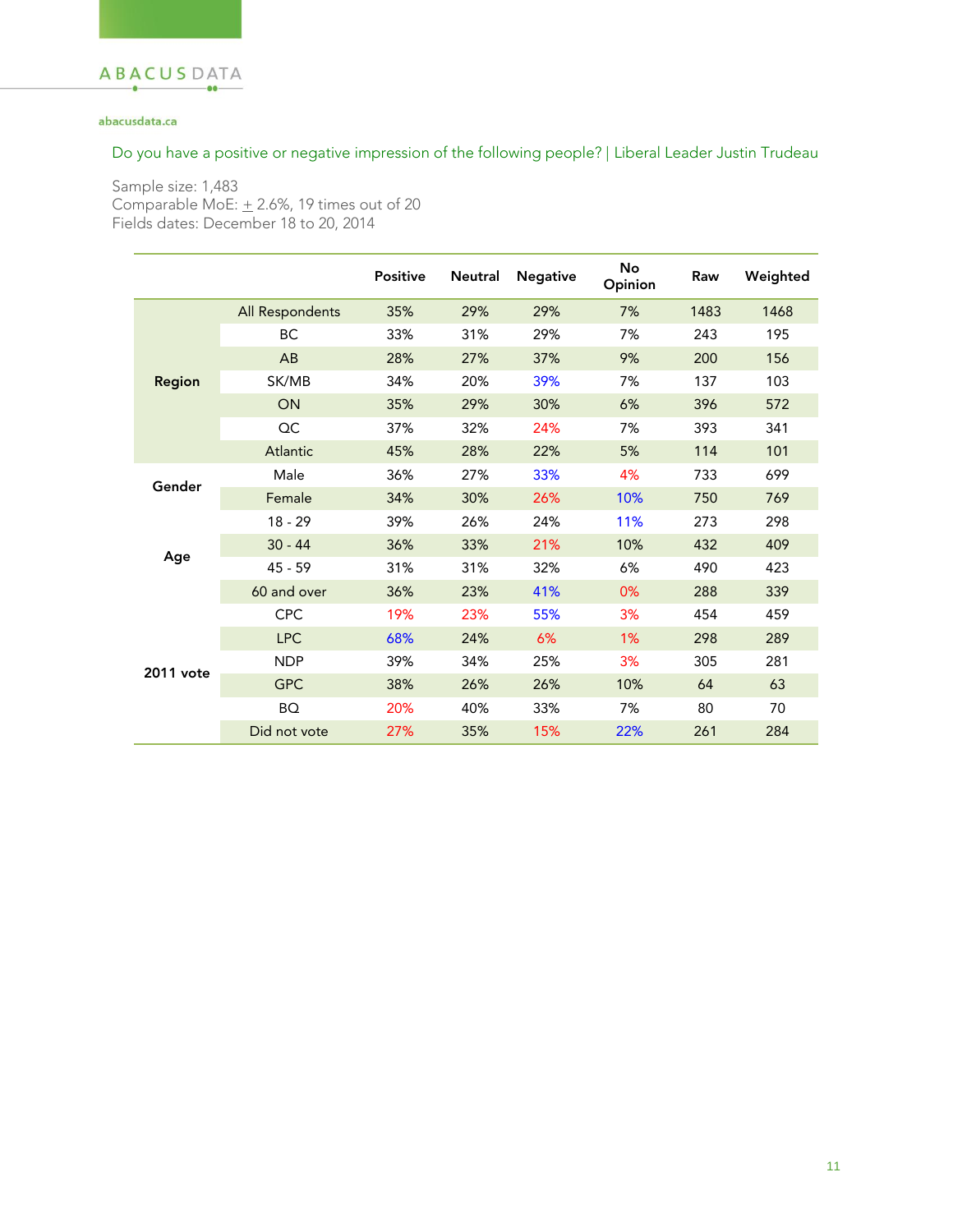abacusdata.ca

Do you have a positive or negative impression of the following people? | Liberal Leader Justin Trudeau

Sample size: 1,483
Comparable MoE: ± 2.6%, 19 times out of 20
Fields dates: December 18 to 20, 2014

| | | Positive | Neutral | Negative | No Opinion | Raw | Weighted |
|---|---|---|---|---|---|---|---|
| Region | All Respondents | 35% | 29% | 29% | 7% | 1483 | 1468 |
| | BC | 33% | 31% | 29% | 7% | 243 | 195 |
| | AB | 28% | 27% | 37% | 9% | 200 | 156 |
| | SK/MB | 34% | 20% | 39% | 7% | 137 | 103 |
| | ON | 35% | 29% | 30% | 6% | 396 | 572 |
| | QC | 37% | 32% | 24% | 7% | 393 | 341 |
| | Atlantic | 45% | 28% | 22% | 5% | 114 | 101 |
| Gender | Male | 36% | 27% | 33% | 4% | 733 | 699 |
| | Female | 34% | 30% | 26% | 10% | 750 | 769 |
| Age | 18 - 29 | 39% | 26% | 24% | 11% | 273 | 298 |
| | 30 - 44 | 36% | 33% | 21% | 10% | 432 | 409 |
| | 45 - 59 | 31% | 31% | 32% | 6% | 490 | 423 |
| | 60 and over | 36% | 23% | 41% | 0% | 288 | 339 |
| 2011 vote | CPC | 19% | 23% | 55% | 3% | 454 | 459 |
| | LPC | 68% | 24% | 6% | 1% | 298 | 289 |
| | NDP | 39% | 34% | 25% | 3% | 305 | 281 |
| | GPC | 38% | 26% | 26% | 10% | 64 | 63 |
| | BQ | 20% | 40% | 33% | 7% | 80 | 70 |
| | Did not vote | 27% | 35% | 15% | 22% | 261 | 284 |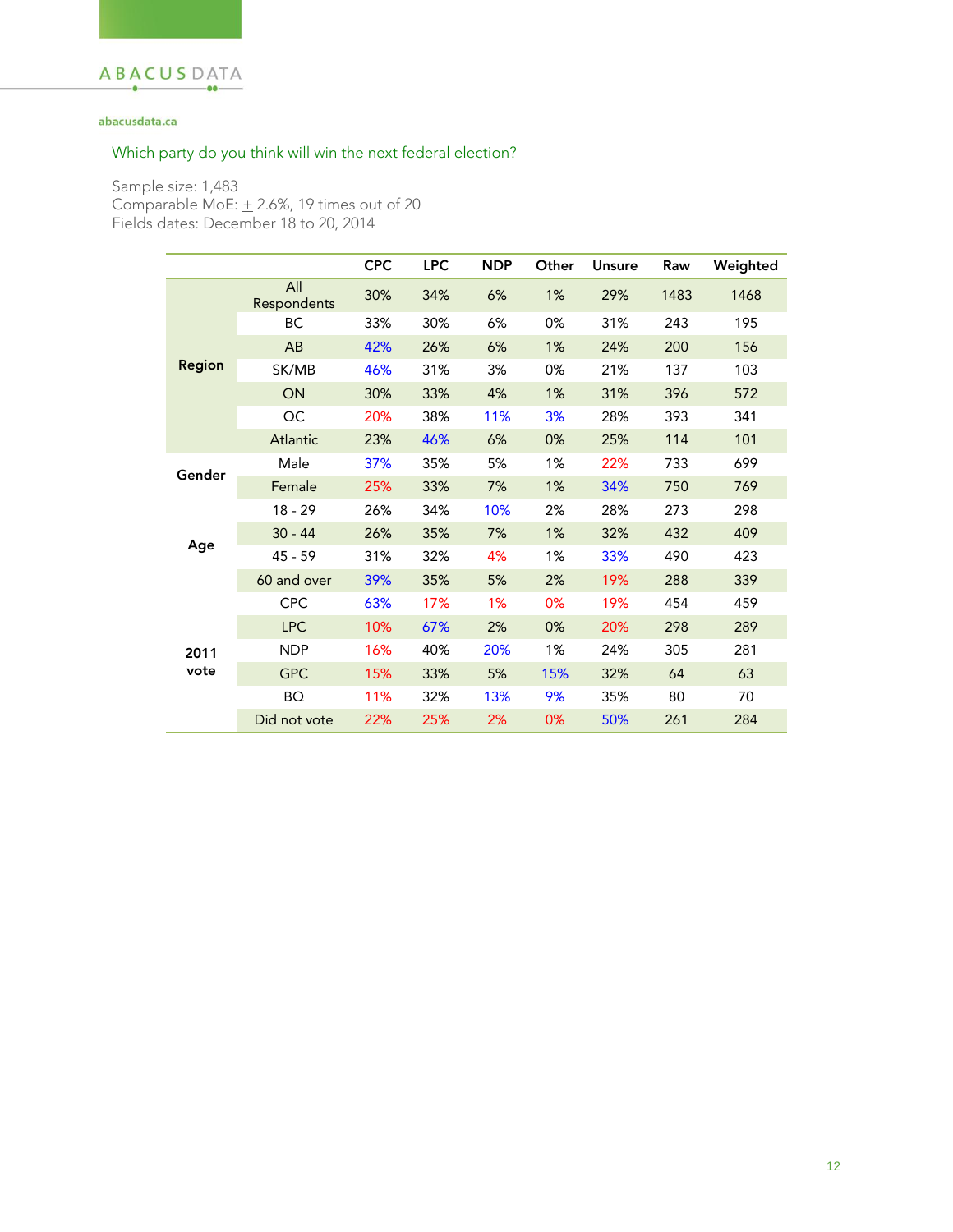ABACUS DATA

abacusdata.ca

Which party do you think will win the next federal election?

Sample size: 1,483
Comparable MoE: ± 2.6%, 19 times out of 20
Fields dates: December 18 to 20, 2014

| | | CPC | LPC | NDP | Other | Unsure | Raw | Weighted |
|---|---|---|---|---|---|---|---|---|
| Region | All Respondents | 30% | 34% | 6% | 1% | 29% | 1483 | 1468 |
| | BC | 33% | 30% | 6% | 0% | 31% | 243 | 195 |
| | AB | 42% | 26% | 6% | 1% | 24% | 200 | 156 |
| | SK/MB | 46% | 31% | 3% | 0% | 21% | 137 | 103 |
| | ON | 30% | 33% | 4% | 1% | 31% | 396 | 572 |
| | QC | 20% | 38% | 11% | 3% | 28% | 393 | 341 |
| | Atlantic | 23% | 46% | 6% | 0% | 25% | 114 | 101 |
| Gender | Male | 37% | 35% | 5% | 1% | 22% | 733 | 699 |
| | Female | 25% | 33% | 7% | 1% | 34% | 750 | 769 |
| Age | 18 - 29 | 26% | 34% | 10% | 2% | 28% | 273 | 298 |
| | 30 - 44 | 26% | 35% | 7% | 1% | 32% | 432 | 409 |
| | 45 - 59 | 31% | 32% | 4% | 1% | 33% | 490 | 423 |
| | 60 and over | 39% | 35% | 5% | 2% | 19% | 288 | 339 |
| 2011 vote | CPC | 63% | 17% | 1% | 0% | 19% | 454 | 459 |
| | LPC | 10% | 67% | 2% | 0% | 20% | 298 | 289 |
| | NDP | 16% | 40% | 20% | 1% | 24% | 305 | 281 |
| | GPC | 15% | 33% | 5% | 15% | 32% | 64 | 63 |
| | BQ | 11% | 32% | 13% | 9% | 35% | 80 | 70 |
| | Did not vote | 22% | 25% | 2% | 0% | 50% | 261 | 284 |